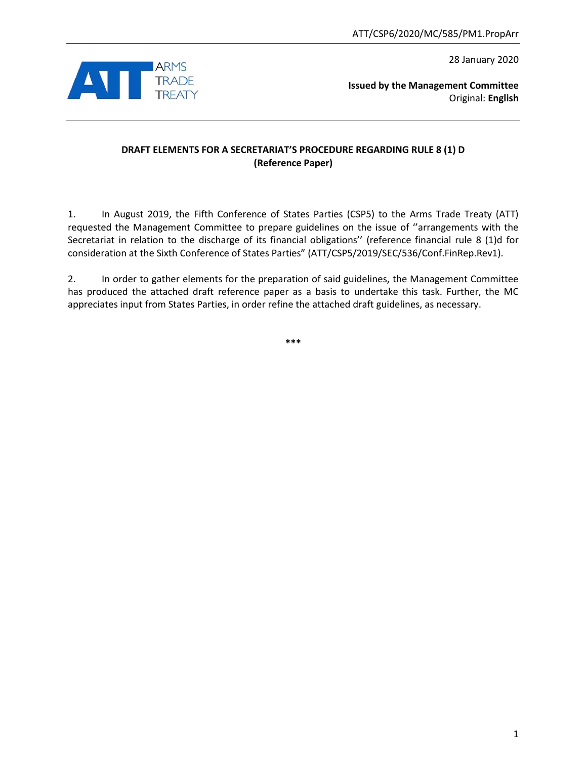ATT/CSP6/2020/MC/585/PM1.PropArr

28 January 2020

**Issued by the Management Committee**
Original: **English**

**DRAFT ELEMENTS FOR A SECRETARIAT'S PROCEDURE REGARDING RULE 8 (1) D**
**(Reference Paper)**

1. In August 2019, the Fifth Conference of States Parties (CSP5) to the Arms Trade Treaty (ATT) requested the Management Committee to prepare guidelines on the issue of ''arrangements with the Secretariat in relation to the discharge of its financial obligations'' (reference financial rule 8 (1)d for consideration at the Sixth Conference of States Parties" (ATT/CSP5/2019/SEC/536/Conf.FinRep.Rev1).

2. In order to gather elements for the preparation of said guidelines, the Management Committee has produced the attached draft reference paper as a basis to undertake this task. Further, the MC appreciates input from States Parties, in order refine the attached draft guidelines, as necessary.

***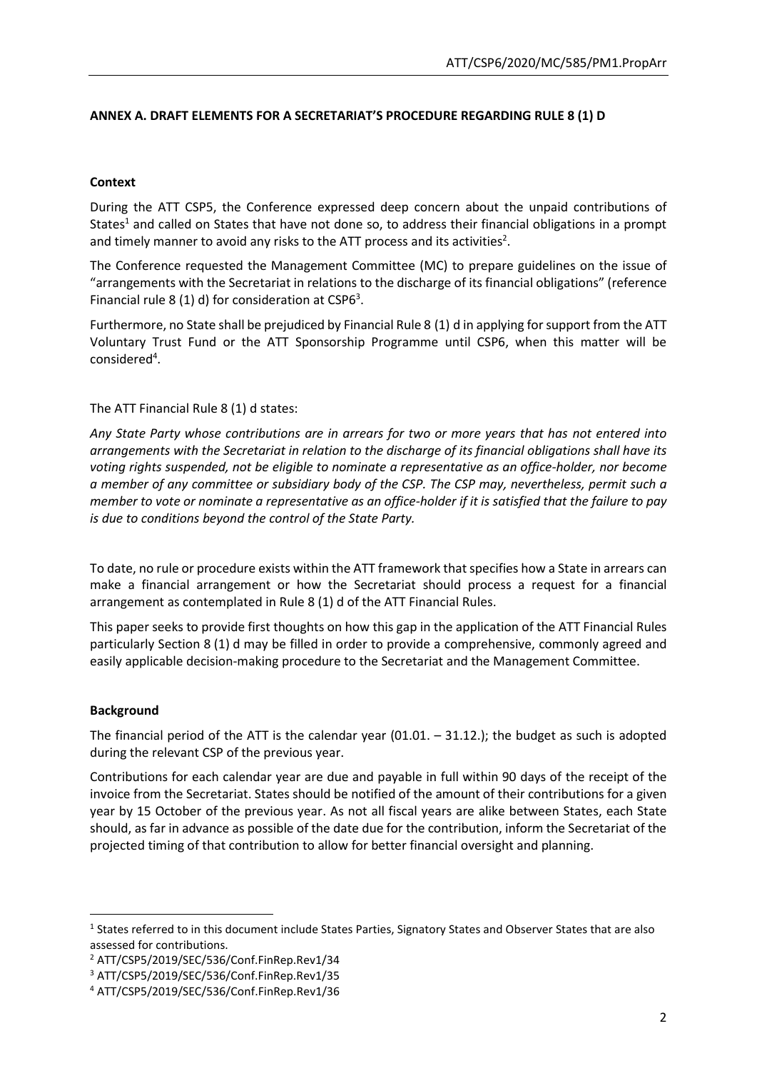**ANNEX A. DRAFT ELEMENTS FOR A SECRETARIAT'S PROCEDURE REGARDING RULE 8 (1) D**

**Context**

During the ATT CSP5, the Conference expressed deep concern about the unpaid contributions of States[1] and called on States that have not done so, to address their financial obligations in a prompt and timely manner to avoid any risks to the ATT process and its activities[2].

The Conference requested the Management Committee (MC) to prepare guidelines on the issue of "arrangements with the Secretariat in relations to the discharge of its financial obligations" (reference Financial rule 8 (1) d) for consideration at CSP6[3].

Furthermore, no State shall be prejudiced by Financial Rule 8 (1) d in applying for support from the ATT Voluntary Trust Fund or the ATT Sponsorship Programme until CSP6, when this matter will be considered[4].

The ATT Financial Rule 8 (1) d states:

*Any State Party whose contributions are in arrears for two or more years that has not entered into arrangements with the Secretariat in relation to the discharge of its financial obligations shall have its voting rights suspended, not be eligible to nominate a representative as an office-holder, nor become a member of any committee or subsidiary body of the CSP. The CSP may, nevertheless, permit such a member to vote or nominate a representative as an office-holder if it is satisfied that the failure to pay is due to conditions beyond the control of the State Party.*

To date, no rule or procedure exists within the ATT framework that specifies how a State in arrears can make a financial arrangement or how the Secretariat should process a request for a financial arrangement as contemplated in Rule 8 (1) d of the ATT Financial Rules.

This paper seeks to provide first thoughts on how this gap in the application of the ATT Financial Rules particularly Section 8 (1) d may be filled in order to provide a comprehensive, commonly agreed and easily applicable decision-making procedure to the Secretariat and the Management Committee.

**Background**

The financial period of the ATT is the calendar year (01.01. – 31.12.); the budget as such is adopted during the relevant CSP of the previous year.

Contributions for each calendar year are due and payable in full within 90 days of the receipt of the invoice from the Secretariat. States should be notified of the amount of their contributions for a given year by 15 October of the previous year. As not all fiscal years are alike between States, each State should, as far in advance as possible of the date due for the contribution, inform the Secretariat of the projected timing of that contribution to allow for better financial oversight and planning.

---

[1] States referred to in this document include States Parties, Signatory States and Observer States that are also assessed for contributions.

[2] ATT/CSP5/2019/SEC/536/Conf.FinRep.Rev1/34

[3] ATT/CSP5/2019/SEC/536/Conf.FinRep.Rev1/35

[4] ATT/CSP5/2019/SEC/536/Conf.FinRep.Rev1/36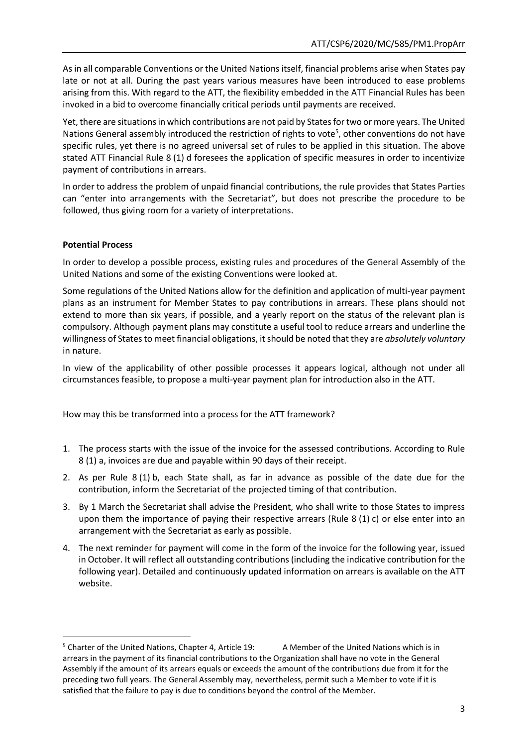As in all comparable Conventions or the United Nations itself, financial problems arise when States pay late or not at all. During the past years various measures have been introduced to ease problems arising from this. With regard to the ATT, the flexibility embedded in the ATT Financial Rules has been invoked in a bid to overcome financially critical periods until payments are received.

Yet, there are situations in which contributions are not paid by States for two or more years. The United Nations General assembly introduced the restriction of rights to vote[5], other conventions do not have specific rules, yet there is no agreed universal set of rules to be applied in this situation. The above stated ATT Financial Rule 8 (1) d foresees the application of specific measures in order to incentivize payment of contributions in arrears.

In order to address the problem of unpaid financial contributions, the rule provides that States Parties can "enter into arrangements with the Secretariat", but does not prescribe the procedure to be followed, thus giving room for a variety of interpretations.

**Potential Process**

In order to develop a possible process, existing rules and procedures of the General Assembly of the United Nations and some of the existing Conventions were looked at.

Some regulations of the United Nations allow for the definition and application of multi-year payment plans as an instrument for Member States to pay contributions in arrears. These plans should not extend to more than six years, if possible, and a yearly report on the status of the relevant plan is compulsory. Although payment plans may constitute a useful tool to reduce arrears and underline the willingness of States to meet financial obligations, it should be noted that they are *absolutely voluntary* in nature.

In view of the applicability of other possible processes it appears logical, although not under all circumstances feasible, to propose a multi-year payment plan for introduction also in the ATT.

How may this be transformed into a process for the ATT framework?

1. The process starts with the issue of the invoice for the assessed contributions. According to Rule 8 (1) a, invoices are due and payable within 90 days of their receipt.
2. As per Rule 8 (1) b, each State shall, as far in advance as possible of the date due for the contribution, inform the Secretariat of the projected timing of that contribution.
3. By 1 March the Secretariat shall advise the President, who shall write to those States to impress upon them the importance of paying their respective arrears (Rule 8 (1) c) or else enter into an arrangement with the Secretariat as early as possible.
4. The next reminder for payment will come in the form of the invoice for the following year, issued in October. It will reflect all outstanding contributions (including the indicative contribution for the following year). Detailed and continuously updated information on arrears is available on the ATT website.

---

[5] Charter of the United Nations, Chapter 4, Article 19: A Member of the United Nations which is in arrears in the payment of its financial contributions to the Organization shall have no vote in the General Assembly if the amount of its arrears equals or exceeds the amount of the contributions due from it for the preceding two full years. The General Assembly may, nevertheless, permit such a Member to vote if it is satisfied that the failure to pay is due to conditions beyond the control of the Member.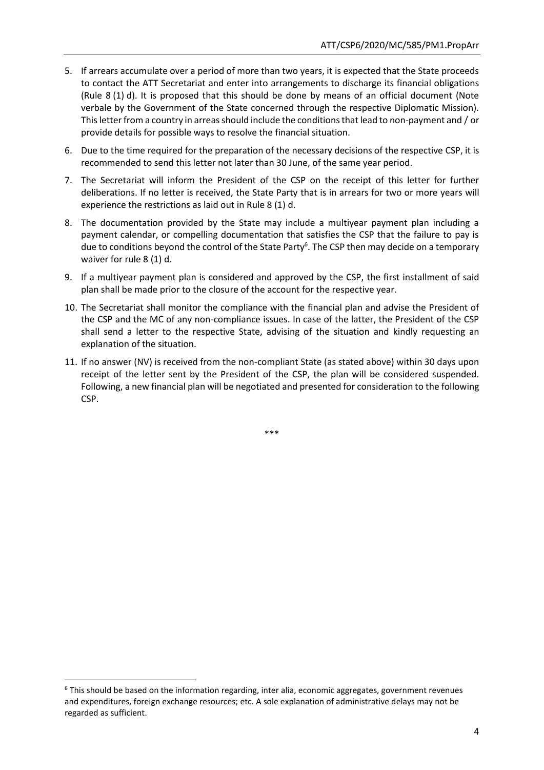5. If arrears accumulate over a period of more than two years, it is expected that the State proceeds to contact the ATT Secretariat and enter into arrangements to discharge its financial obligations (Rule 8 (1) d). It is proposed that this should be done by means of an official document (Note verbale by the Government of the State concerned through the respective Diplomatic Mission). This letter from a country in arreas should include the conditions that lead to non-payment and / or provide details for possible ways to resolve the financial situation.
6. Due to the time required for the preparation of the necessary decisions of the respective CSP, it is recommended to send this letter not later than 30 June, of the same year period.
7. The Secretariat will inform the President of the CSP on the receipt of this letter for further deliberations. If no letter is received, the State Party that is in arrears for two or more years will experience the restrictions as laid out in Rule 8 (1) d.
8. The documentation provided by the State may include a multiyear payment plan including a payment calendar, or compelling documentation that satisfies the CSP that the failure to pay is due to conditions beyond the control of the State Party[6]. The CSP then may decide on a temporary waiver for rule 8 (1) d.
9. If a multiyear payment plan is considered and approved by the CSP, the first installment of said plan shall be made prior to the closure of the account for the respective year.
10. The Secretariat shall monitor the compliance with the financial plan and advise the President of the CSP and the MC of any non-compliance issues. In case of the latter, the President of the CSP shall send a letter to the respective State, advising of the situation and kindly requesting an explanation of the situation.
11. If no answer (NV) is received from the non-compliant State (as stated above) within 30 days upon receipt of the letter sent by the President of the CSP, the plan will be considered suspended. Following, a new financial plan will be negotiated and presented for consideration to the following CSP.

\*\*\*

[6] This should be based on the information regarding, inter alia, economic aggregates, government revenues and expenditures, foreign exchange resources; etc. A sole explanation of administrative delays may not be regarded as sufficient.